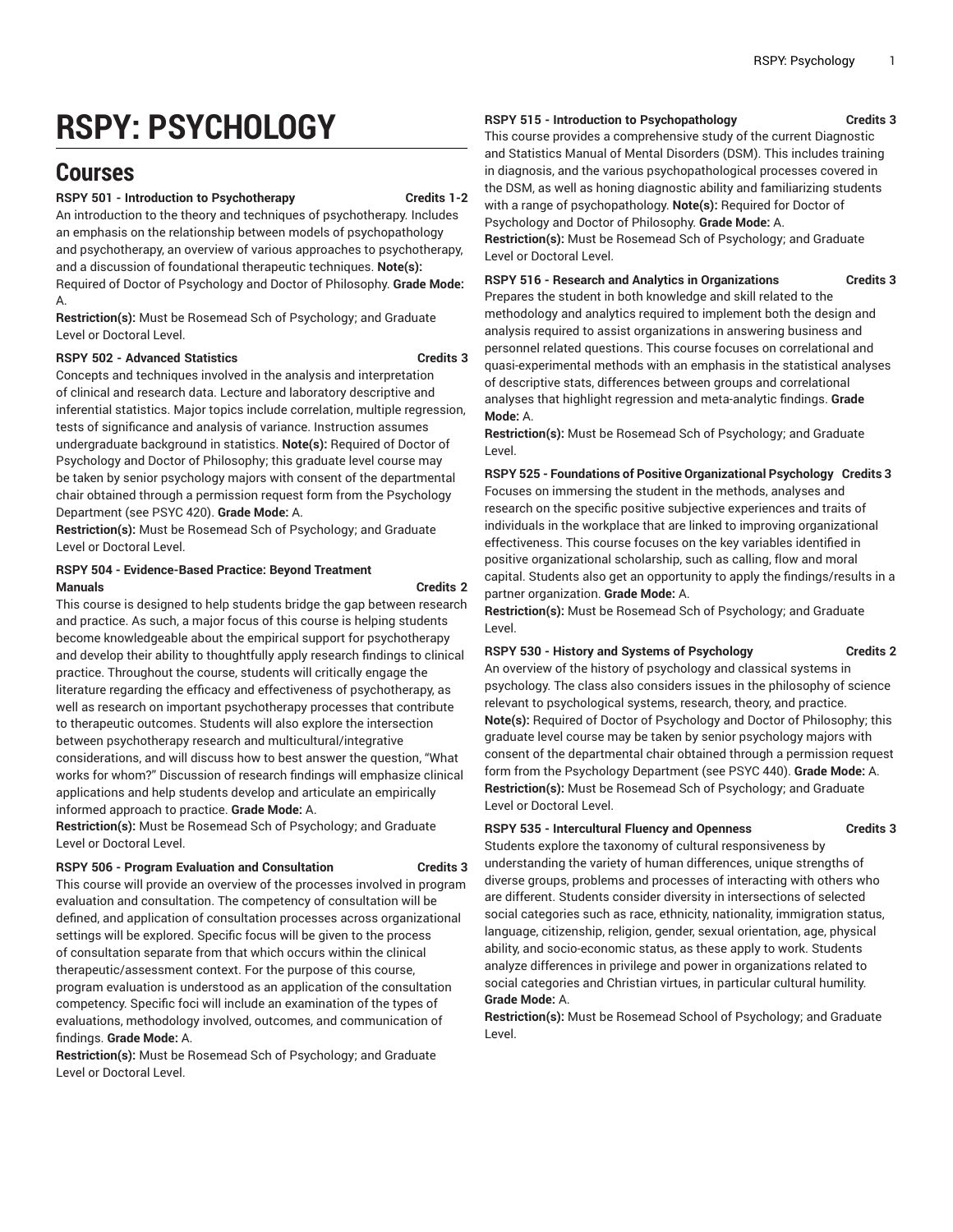# RSPY: PSYCHOLOGY

## Courses

**RSPY 501 - Introduction to Psychotherapy Credits 1-2**

An introduction to the theory and techniques of psychotherapy. Includes an emphasis on the relationship between models of psychopathology and psychotherapy, an overview of various approaches to psychotherapy, and a discussion of foundational therapeutic techniques. **Note(s):** Required of Doctor of Psychology and Doctor of Philosophy. **Grade Mode:** A.

**Restriction(s):** Must be Rosemead Sch of Psychology; and Graduate Level or Doctoral Level.

**RSPY 502 - Advanced Statistics Credits 3**

Concepts and techniques involved in the analysis and interpretation of clinical and research data. Lecture and laboratory descriptive and inferential statistics. Major topics include correlation, multiple regression, tests of significance and analysis of variance. Instruction assumes undergraduate background in statistics. **Note(s):** Required of Doctor of Psychology and Doctor of Philosophy; this graduate level course may be taken by senior psychology majors with consent of the departmental chair obtained through a permission request form from the Psychology Department (see PSYC 420). **Grade Mode:** A.

**Restriction(s):** Must be Rosemead Sch of Psychology; and Graduate Level or Doctoral Level.

**RSPY 504 - Evidence-Based Practice: Beyond Treatment Manuals Credits 2**

This course is designed to help students bridge the gap between research and practice. As such, a major focus of this course is helping students become knowledgeable about the empirical support for psychotherapy and develop their ability to thoughtfully apply research findings to clinical practice. Throughout the course, students will critically engage the literature regarding the efficacy and effectiveness of psychotherapy, as well as research on important psychotherapy processes that contribute to therapeutic outcomes. Students will also explore the intersection between psychotherapy research and multicultural/integrative considerations, and will discuss how to best answer the question, "What works for whom?" Discussion of research findings will emphasize clinical applications and help students develop and articulate an empirically informed approach to practice. **Grade Mode:** A.

**Restriction(s):** Must be Rosemead Sch of Psychology; and Graduate Level or Doctoral Level.

**RSPY 506 - Program Evaluation and Consultation Credits 3**

This course will provide an overview of the processes involved in program evaluation and consultation. The competency of consultation will be defined, and application of consultation processes across organizational settings will be explored. Specific focus will be given to the process of consultation separate from that which occurs within the clinical therapeutic/assessment context. For the purpose of this course, program evaluation is understood as an application of the consultation competency. Specific foci will include an examination of the types of evaluations, methodology involved, outcomes, and communication of findings. **Grade Mode:** A.

**Restriction(s):** Must be Rosemead Sch of Psychology; and Graduate Level or Doctoral Level.

**RSPY 515 - Introduction to Psychopathology Credits 3**

This course provides a comprehensive study of the current Diagnostic and Statistics Manual of Mental Disorders (DSM). This includes training in diagnosis, and the various psychopathological processes covered in the DSM, as well as honing diagnostic ability and familiarizing students with a range of psychopathology. **Note(s):** Required for Doctor of Psychology and Doctor of Philosophy. **Grade Mode:** A.

**Restriction(s):** Must be Rosemead Sch of Psychology; and Graduate Level or Doctoral Level.

**RSPY 516 - Research and Analytics in Organizations Credits 3**

Prepares the student in both knowledge and skill related to the methodology and analytics required to implement both the design and analysis required to assist organizations in answering business and personnel related questions. This course focuses on correlational and quasi-experimental methods with an emphasis in the statistical analyses of descriptive stats, differences between groups and correlational analyses that highlight regression and meta-analytic findings. **Grade Mode:** A.

**Restriction(s):** Must be Rosemead Sch of Psychology; and Graduate Level.

**RSPY 525 - Foundations of Positive Organizational Psychology Credits 3**

Focuses on immersing the student in the methods, analyses and research on the specific positive subjective experiences and traits of individuals in the workplace that are linked to improving organizational effectiveness. This course focuses on the key variables identified in positive organizational scholarship, such as calling, flow and moral capital. Students also get an opportunity to apply the findings/results in a partner organization. **Grade Mode:** A.

**Restriction(s):** Must be Rosemead Sch of Psychology; and Graduate Level.

**RSPY 530 - History and Systems of Psychology Credits 2**

An overview of the history of psychology and classical systems in psychology. The class also considers issues in the philosophy of science relevant to psychological systems, research, theory, and practice. **Note(s):** Required of Doctor of Psychology and Doctor of Philosophy; this graduate level course may be taken by senior psychology majors with consent of the departmental chair obtained through a permission request form from the Psychology Department (see PSYC 440). **Grade Mode:** A.

**Restriction(s):** Must be Rosemead Sch of Psychology; and Graduate Level or Doctoral Level.

**RSPY 535 - Intercultural Fluency and Openness Credits 3**

Students explore the taxonomy of cultural responsiveness by understanding the variety of human differences, unique strengths of diverse groups, problems and processes of interacting with others who are different. Students consider diversity in intersections of selected social categories such as race, ethnicity, nationality, immigration status, language, citizenship, religion, gender, sexual orientation, age, physical ability, and socio-economic status, as these apply to work. Students analyze differences in privilege and power in organizations related to social categories and Christian virtues, in particular cultural humility. **Grade Mode:** A.

**Restriction(s):** Must be Rosemead School of Psychology; and Graduate Level.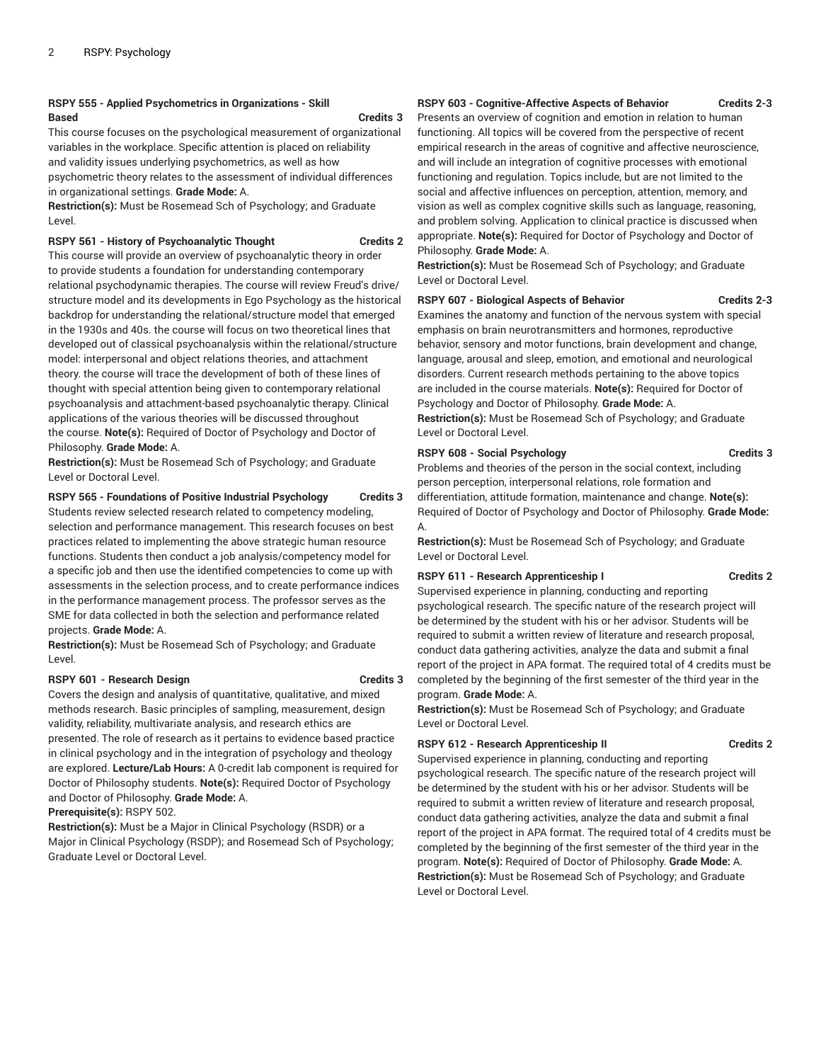**RSPY 555 - Applied Psychometrics in Organizations - Skill Based** **Credits 3**

This course focuses on the psychological measurement of organizational variables in the workplace. Specific attention is placed on reliability and validity issues underlying psychometrics, as well as how psychometric theory relates to the assessment of individual differences in organizational settings. **Grade Mode:** A.

**Restriction(s):** Must be Rosemead Sch of Psychology; and Graduate Level.

**RSPY 561 - History of Psychoanalytic Thought** **Credits 2**

This course will provide an overview of psychoanalytic theory in order to provide students a foundation for understanding contemporary relational psychodynamic therapies. The course will review Freud's drive/structure model and its developments in Ego Psychology as the historical backdrop for understanding the relational/structure model that emerged in the 1930s and 40s. the course will focus on two theoretical lines that developed out of classical psychoanalysis within the relational/structure model: interpersonal and object relations theories, and attachment theory. the course will trace the development of both of these lines of thought with special attention being given to contemporary relational psychoanalysis and attachment-based psychoanalytic therapy. Clinical applications of the various theories will be discussed throughout the course. **Note(s):** Required of Doctor of Psychology and Doctor of Philosophy. **Grade Mode:** A.

**Restriction(s):** Must be Rosemead Sch of Psychology; and Graduate Level or Doctoral Level.

**RSPY 565 - Foundations of Positive Industrial Psychology** **Credits 3**

Students review selected research related to competency modeling, selection and performance management. This research focuses on best practices related to implementing the above strategic human resource functions. Students then conduct a job analysis/competency model for a specific job and then use the identified competencies to come up with assessments in the selection process, and to create performance indices in the performance management process. The professor serves as the SME for data collected in both the selection and performance related projects. **Grade Mode:** A.

**Restriction(s):** Must be Rosemead Sch of Psychology; and Graduate Level.

**RSPY 601 - Research Design** **Credits 3**

Covers the design and analysis of quantitative, qualitative, and mixed methods research. Basic principles of sampling, measurement, design validity, reliability, multivariate analysis, and research ethics are presented. The role of research as it pertains to evidence based practice in clinical psychology and in the integration of psychology and theology are explored. **Lecture/Lab Hours:** A 0-credit lab component is required for Doctor of Philosophy students. **Note(s):** Required Doctor of Psychology and Doctor of Philosophy. **Grade Mode:** A.

**Prerequisite(s):** RSPY 502.

**Restriction(s):** Must be a Major in Clinical Psychology (RSDR) or a Major in Clinical Psychology (RSDP); and Rosemead Sch of Psychology; Graduate Level or Doctoral Level.

**RSPY 603 - Cognitive-Affective Aspects of Behavior** **Credits 2-3**

Presents an overview of cognition and emotion in relation to human functioning. All topics will be covered from the perspective of recent empirical research in the areas of cognitive and affective neuroscience, and will include an integration of cognitive processes with emotional functioning and regulation. Topics include, but are not limited to the social and affective influences on perception, attention, memory, and vision as well as complex cognitive skills such as language, reasoning, and problem solving. Application to clinical practice is discussed when appropriate. **Note(s):** Required for Doctor of Psychology and Doctor of Philosophy. **Grade Mode:** A.

**Restriction(s):** Must be Rosemead Sch of Psychology; and Graduate Level or Doctoral Level.

**RSPY 607 - Biological Aspects of Behavior** **Credits 2-3**

Examines the anatomy and function of the nervous system with special emphasis on brain neurotransmitters and hormones, reproductive behavior, sensory and motor functions, brain development and change, language, arousal and sleep, emotion, and emotional and neurological disorders. Current research methods pertaining to the above topics are included in the course materials. **Note(s):** Required for Doctor of Psychology and Doctor of Philosophy. **Grade Mode:** A.

**Restriction(s):** Must be Rosemead Sch of Psychology; and Graduate Level or Doctoral Level.

**RSPY 608 - Social Psychology** **Credits 3**

Problems and theories of the person in the social context, including person perception, interpersonal relations, role formation and differentiation, attitude formation, maintenance and change. **Note(s):** Required of Doctor of Psychology and Doctor of Philosophy. **Grade Mode:** A.

**Restriction(s):** Must be Rosemead Sch of Psychology; and Graduate Level or Doctoral Level.

**RSPY 611 - Research Apprenticeship I** **Credits 2**

Supervised experience in planning, conducting and reporting psychological research. The specific nature of the research project will be determined by the student with his or her advisor. Students will be required to submit a written review of literature and research proposal, conduct data gathering activities, analyze the data and submit a final report of the project in APA format. The required total of 4 credits must be completed by the beginning of the first semester of the third year in the program. **Grade Mode:** A.

**Restriction(s):** Must be Rosemead Sch of Psychology; and Graduate Level or Doctoral Level.

**RSPY 612 - Research Apprenticeship II** **Credits 2**

Supervised experience in planning, conducting and reporting psychological research. The specific nature of the research project will be determined by the student with his or her advisor. Students will be required to submit a written review of literature and research proposal, conduct data gathering activities, analyze the data and submit a final report of the project in APA format. The required total of 4 credits must be completed by the beginning of the first semester of the third year in the program. **Note(s):** Required of Doctor of Philosophy. **Grade Mode:** A.

**Restriction(s):** Must be Rosemead Sch of Psychology; and Graduate Level or Doctoral Level.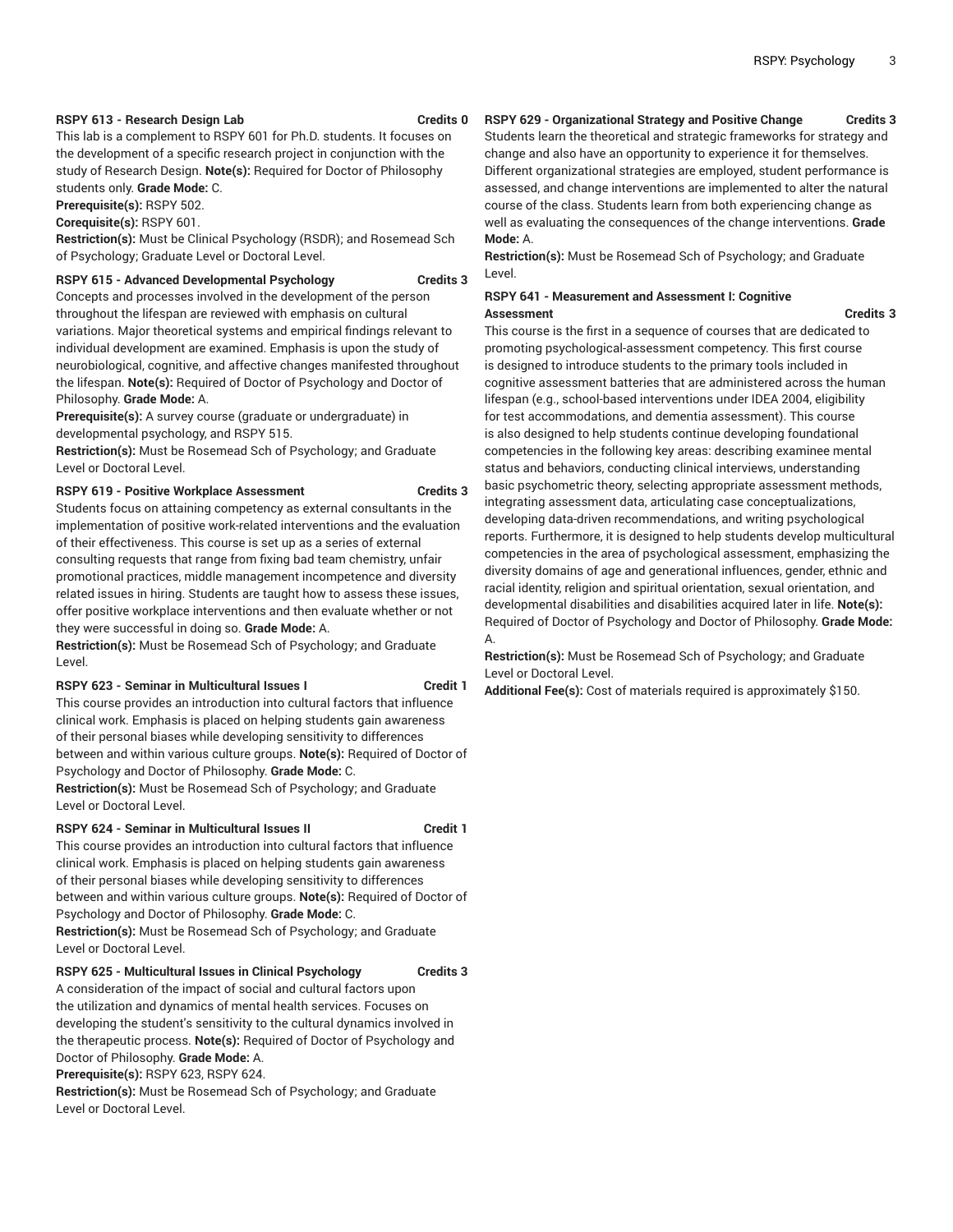**RSPY 613 - Research Design Lab** **Credits 0**

This lab is a complement to RSPY 601 for Ph.D. students. It focuses on the development of a specific research project in conjunction with the study of Research Design. **Note(s):** Required for Doctor of Philosophy students only. **Grade Mode:** C.

**Prerequisite(s):** RSPY 502.

**Corequisite(s):** RSPY 601.

**Restriction(s):** Must be Clinical Psychology (RSDR); and Rosemead Sch of Psychology; Graduate Level or Doctoral Level.

**RSPY 615 - Advanced Developmental Psychology** **Credits 3**

Concepts and processes involved in the development of the person throughout the lifespan are reviewed with emphasis on cultural variations. Major theoretical systems and empirical findings relevant to individual development are examined. Emphasis is upon the study of neurobiological, cognitive, and affective changes manifested throughout the lifespan. **Note(s):** Required of Doctor of Psychology and Doctor of Philosophy. **Grade Mode:** A.

**Prerequisite(s):** A survey course (graduate or undergraduate) in developmental psychology, and RSPY 515.

**Restriction(s):** Must be Rosemead Sch of Psychology; and Graduate Level or Doctoral Level.

**RSPY 619 - Positive Workplace Assessment** **Credits 3**

Students focus on attaining competency as external consultants in the implementation of positive work-related interventions and the evaluation of their effectiveness. This course is set up as a series of external consulting requests that range from fixing bad team chemistry, unfair promotional practices, middle management incompetence and diversity related issues in hiring. Students are taught how to assess these issues, offer positive workplace interventions and then evaluate whether or not they were successful in doing so. **Grade Mode:** A.

**Restriction(s):** Must be Rosemead Sch of Psychology; and Graduate Level.

**RSPY 623 - Seminar in Multicultural Issues I** **Credit 1**

This course provides an introduction into cultural factors that influence clinical work. Emphasis is placed on helping students gain awareness of their personal biases while developing sensitivity to differences between and within various culture groups. **Note(s):** Required of Doctor of Psychology and Doctor of Philosophy. **Grade Mode:** C.

**Restriction(s):** Must be Rosemead Sch of Psychology; and Graduate Level or Doctoral Level.

**RSPY 624 - Seminar in Multicultural Issues II** **Credit 1**

This course provides an introduction into cultural factors that influence clinical work. Emphasis is placed on helping students gain awareness of their personal biases while developing sensitivity to differences between and within various culture groups. **Note(s):** Required of Doctor of Psychology and Doctor of Philosophy. **Grade Mode:** C.

**Restriction(s):** Must be Rosemead Sch of Psychology; and Graduate Level or Doctoral Level.

**RSPY 625 - Multicultural Issues in Clinical Psychology** **Credits 3**

A consideration of the impact of social and cultural factors upon the utilization and dynamics of mental health services. Focuses on developing the student's sensitivity to the cultural dynamics involved in the therapeutic process. **Note(s):** Required of Doctor of Psychology and Doctor of Philosophy. **Grade Mode:** A.

**Prerequisite(s):** RSPY 623, RSPY 624.

**Restriction(s):** Must be Rosemead Sch of Psychology; and Graduate Level or Doctoral Level.

**RSPY 629 - Organizational Strategy and Positive Change** **Credits 3**

Students learn the theoretical and strategic frameworks for strategy and change and also have an opportunity to experience it for themselves. Different organizational strategies are employed, student performance is assessed, and change interventions are implemented to alter the natural course of the class. Students learn from both experiencing change as well as evaluating the consequences of the change interventions. **Grade Mode:** A.

**Restriction(s):** Must be Rosemead Sch of Psychology; and Graduate Level.

**RSPY 641 - Measurement and Assessment I: Cognitive Assessment** **Credits 3**

This course is the first in a sequence of courses that are dedicated to promoting psychological-assessment competency. This first course is designed to introduce students to the primary tools included in cognitive assessment batteries that are administered across the human lifespan (e.g., school-based interventions under IDEA 2004, eligibility for test accommodations, and dementia assessment). This course is also designed to help students continue developing foundational competencies in the following key areas: describing examinee mental status and behaviors, conducting clinical interviews, understanding basic psychometric theory, selecting appropriate assessment methods, integrating assessment data, articulating case conceptualizations, developing data-driven recommendations, and writing psychological reports. Furthermore, it is designed to help students develop multicultural competencies in the area of psychological assessment, emphasizing the diversity domains of age and generational influences, gender, ethnic and racial identity, religion and spiritual orientation, sexual orientation, and developmental disabilities and disabilities acquired later in life. **Note(s):** Required of Doctor of Psychology and Doctor of Philosophy. **Grade Mode:** A.

**Restriction(s):** Must be Rosemead Sch of Psychology; and Graduate Level or Doctoral Level.

**Additional Fee(s):** Cost of materials required is approximately $150.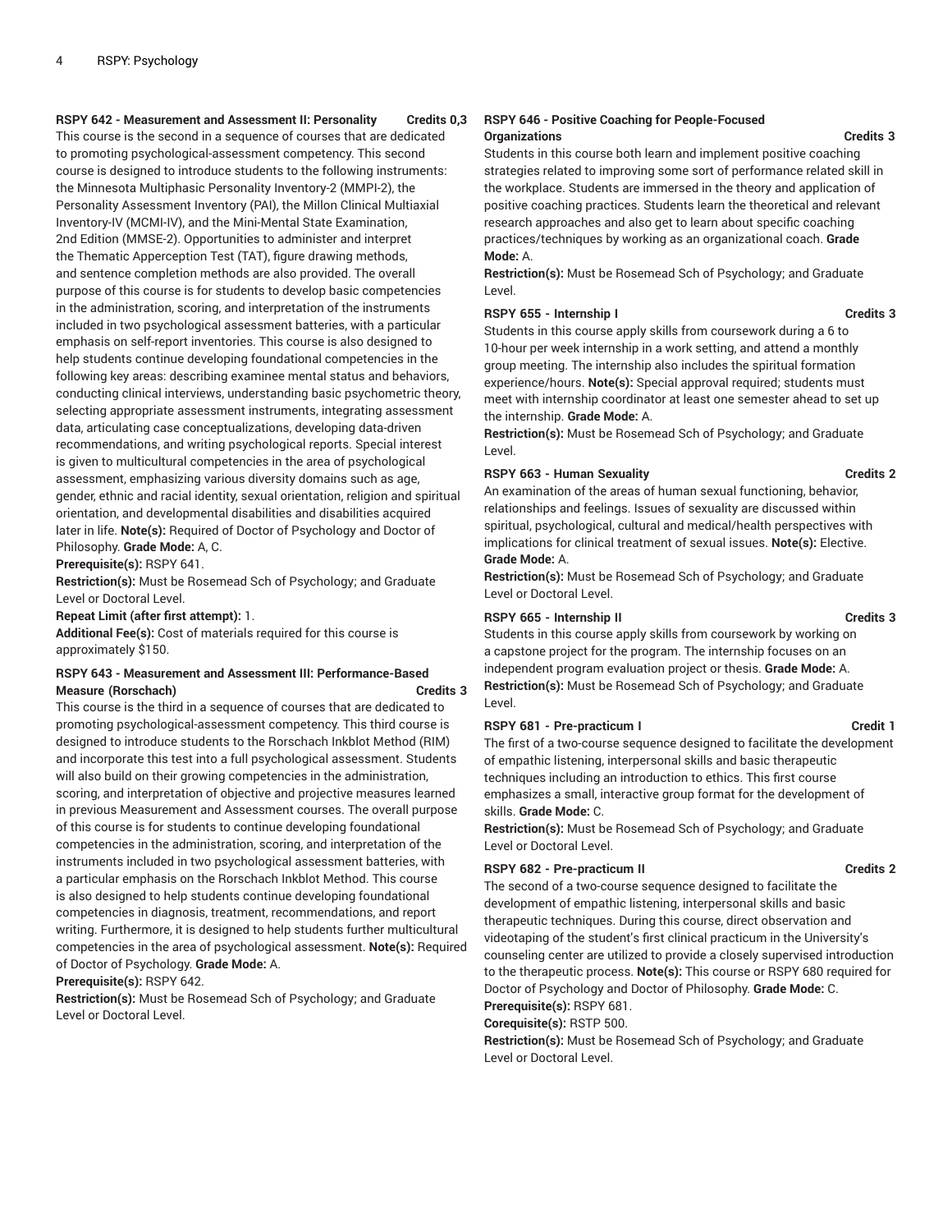**RSPY 642 - Measurement and Assessment II: Personality Credits 0,3**

This course is the second in a sequence of courses that are dedicated to promoting psychological-assessment competency. This second course is designed to introduce students to the following instruments: the Minnesota Multiphasic Personality Inventory-2 (MMPI-2), the Personality Assessment Inventory (PAI), the Millon Clinical Multiaxial Inventory-IV (MCMI-IV), and the Mini-Mental State Examination, 2nd Edition (MMSE-2). Opportunities to administer and interpret the Thematic Apperception Test (TAT), figure drawing methods, and sentence completion methods are also provided. The overall purpose of this course is for students to develop basic competencies in the administration, scoring, and interpretation of the instruments included in two psychological assessment batteries, with a particular emphasis on self-report inventories. This course is also designed to help students continue developing foundational competencies in the following key areas: describing examinee mental status and behaviors, conducting clinical interviews, understanding basic psychometric theory, selecting appropriate assessment instruments, integrating assessment data, articulating case conceptualizations, developing data-driven recommendations, and writing psychological reports. Special interest is given to multicultural competencies in the area of psychological assessment, emphasizing various diversity domains such as age, gender, ethnic and racial identity, sexual orientation, religion and spiritual orientation, and developmental disabilities and disabilities acquired later in life. **Note(s):** Required of Doctor of Psychology and Doctor of Philosophy. **Grade Mode:** A, C.

**Prerequisite(s):** RSPY 641.

**Restriction(s):** Must be Rosemead Sch of Psychology; and Graduate Level or Doctoral Level.

**Repeat Limit (after first attempt):** 1.

**Additional Fee(s):** Cost of materials required for this course is approximately $150.

**RSPY 643 - Measurement and Assessment III: Performance-Based Measure (Rorschach) Credits 3**

This course is the third in a sequence of courses that are dedicated to promoting psychological-assessment competency. This third course is designed to introduce students to the Rorschach Inkblot Method (RIM) and incorporate this test into a full psychological assessment. Students will also build on their growing competencies in the administration, scoring, and interpretation of objective and projective measures learned in previous Measurement and Assessment courses. The overall purpose of this course is for students to continue developing foundational competencies in the administration, scoring, and interpretation of the instruments included in two psychological assessment batteries, with a particular emphasis on the Rorschach Inkblot Method. This course is also designed to help students continue developing foundational competencies in diagnosis, treatment, recommendations, and report writing. Furthermore, it is designed to help students further multicultural competencies in the area of psychological assessment. **Note(s):** Required of Doctor of Psychology. **Grade Mode:** A.

**Prerequisite(s):** RSPY 642.

**Restriction(s):** Must be Rosemead Sch of Psychology; and Graduate Level or Doctoral Level.

**RSPY 646 - Positive Coaching for People-Focused Organizations Credits 3**

Students in this course both learn and implement positive coaching strategies related to improving some sort of performance related skill in the workplace. Students are immersed in the theory and application of positive coaching practices. Students learn the theoretical and relevant research approaches and also get to learn about specific coaching practices/techniques by working as an organizational coach. **Grade Mode:** A.

**Restriction(s):** Must be Rosemead Sch of Psychology; and Graduate Level.

**RSPY 655 - Internship I Credits 3**

Students in this course apply skills from coursework during a 6 to 10-hour per week internship in a work setting, and attend a monthly group meeting. The internship also includes the spiritual formation experience/hours. **Note(s):** Special approval required; students must meet with internship coordinator at least one semester ahead to set up the internship. **Grade Mode:** A.

**Restriction(s):** Must be Rosemead Sch of Psychology; and Graduate Level.

**RSPY 663 - Human Sexuality Credits 2**

An examination of the areas of human sexual functioning, behavior, relationships and feelings. Issues of sexuality are discussed within spiritual, psychological, cultural and medical/health perspectives with implications for clinical treatment of sexual issues. **Note(s):** Elective. **Grade Mode:** A.

**Restriction(s):** Must be Rosemead Sch of Psychology; and Graduate Level or Doctoral Level.

**RSPY 665 - Internship II Credits 3**

Students in this course apply skills from coursework by working on a capstone project for the program. The internship focuses on an independent program evaluation project or thesis. **Grade Mode:** A.

**Restriction(s):** Must be Rosemead Sch of Psychology; and Graduate Level.

**RSPY 681 - Pre-practicum I Credit 1**

The first of a two-course sequence designed to facilitate the development of empathic listening, interpersonal skills and basic therapeutic techniques including an introduction to ethics. This first course emphasizes a small, interactive group format for the development of skills. **Grade Mode:** C.

**Restriction(s):** Must be Rosemead Sch of Psychology; and Graduate Level or Doctoral Level.

**RSPY 682 - Pre-practicum II Credits 2**

The second of a two-course sequence designed to facilitate the development of empathic listening, interpersonal skills and basic therapeutic techniques. During this course, direct observation and videotaping of the student's first clinical practicum in the University's counseling center are utilized to provide a closely supervised introduction to the therapeutic process. **Note(s):** This course or RSPY 680 required for Doctor of Psychology and Doctor of Philosophy. **Grade Mode:** C.

**Prerequisite(s):** RSPY 681.

**Corequisite(s):** RSTP 500.

**Restriction(s):** Must be Rosemead Sch of Psychology; and Graduate Level or Doctoral Level.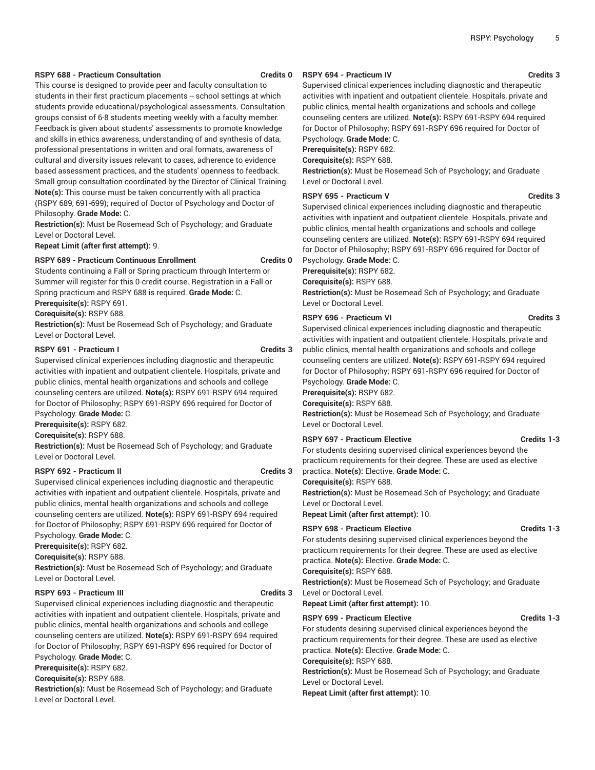**RSPY 688 - Practicum Consultation** **Credits 0**

This course is designed to provide peer and faculty consultation to students in their first practicum placements -- school settings at which students provide educational/psychological assessments. Consultation groups consist of 6-8 students meeting weekly with a faculty member. Feedback is given about students' assessments to promote knowledge and skills in ethics awareness, understanding of and synthesis of data, professional presentations in written and oral formats, awareness of cultural and diversity issues relevant to cases, adherence to evidence based assessment practices, and the students' openness to feedback. Small group consultation coordinated by the Director of Clinical Training. **Note(s):** This course must be taken concurrently with all practica (RSPY 689, 691-699); required of Doctor of Psychology and Doctor of Philosophy. **Grade Mode:** C.

**Restriction(s):** Must be Rosemead Sch of Psychology; and Graduate Level or Doctoral Level.

**Repeat Limit (after first attempt):** 9.

**RSPY 689 - Practicum Continuous Enrollment** **Credits 0**

Students continuing a Fall or Spring practicum through Interterm or Summer will register for this 0-credit course. Registration in a Fall or Spring practicum and RSPY 688 is required. **Grade Mode:** C.

**Prerequisite(s):** RSPY 691.

**Corequisite(s):** RSPY 688.

**Restriction(s):** Must be Rosemead Sch of Psychology; and Graduate Level or Doctoral Level.

**RSPY 691 - Practicum I** **Credits 3**

Supervised clinical experiences including diagnostic and therapeutic activities with inpatient and outpatient clientele. Hospitals, private and public clinics, mental health organizations and schools and college counseling centers are utilized. **Note(s):** RSPY 691-RSPY 694 required for Doctor of Philosophy; RSPY 691-RSPY 696 required for Doctor of Psychology. **Grade Mode:** C.

**Prerequisite(s):** RSPY 682.

**Corequisite(s):** RSPY 688.

**Restriction(s):** Must be Rosemead Sch of Psychology; and Graduate Level or Doctoral Level.

**RSPY 692 - Practicum II** **Credits 3**

Supervised clinical experiences including diagnostic and therapeutic activities with inpatient and outpatient clientele. Hospitals, private and public clinics, mental health organizations and schools and college counseling centers are utilized. **Note(s):** RSPY 691-RSPY 694 required for Doctor of Philosophy; RSPY 691-RSPY 696 required for Doctor of Psychology. **Grade Mode:** C.

**Prerequisite(s):** RSPY 682.

**Corequisite(s):** RSPY 688.

**Restriction(s):** Must be Rosemead Sch of Psychology; and Graduate Level or Doctoral Level.

**RSPY 693 - Practicum III** **Credits 3**

Supervised clinical experiences including diagnostic and therapeutic activities with inpatient and outpatient clientele. Hospitals, private and public clinics, mental health organizations and schools and college counseling centers are utilized. **Note(s):** RSPY 691-RSPY 694 required for Doctor of Philosophy; RSPY 691-RSPY 696 required for Doctor of Psychology. **Grade Mode:** C.

**Prerequisite(s):** RSPY 682.

**Corequisite(s):** RSPY 688.

**Restriction(s):** Must be Rosemead Sch of Psychology; and Graduate Level or Doctoral Level.

**RSPY 694 - Practicum IV** **Credits 3**

Supervised clinical experiences including diagnostic and therapeutic activities with inpatient and outpatient clientele. Hospitals, private and public clinics, mental health organizations and schools and college counseling centers are utilized. **Note(s):** RSPY 691-RSPY 694 required for Doctor of Philosophy; RSPY 691-RSPY 696 required for Doctor of Psychology. **Grade Mode:** C.

**Prerequisite(s):** RSPY 682.

**Corequisite(s):** RSPY 688.

**Restriction(s):** Must be Rosemead Sch of Psychology; and Graduate Level or Doctoral Level.

**RSPY 695 - Practicum V** **Credits 3**

Supervised clinical experiences including diagnostic and therapeutic activities with inpatient and outpatient clientele. Hospitals, private and public clinics, mental health organizations and schools and college counseling centers are utilized. **Note(s):** RSPY 691-RSPY 694 required for Doctor of Philosophy; RSPY 691-RSPY 696 required for Doctor of Psychology. **Grade Mode:** C.

**Prerequisite(s):** RSPY 682.

**Corequisite(s):** RSPY 688.

**Restriction(s):** Must be Rosemead Sch of Psychology; and Graduate Level or Doctoral Level.

**RSPY 696 - Practicum VI** **Credits 3**

Supervised clinical experiences including diagnostic and therapeutic activities with inpatient and outpatient clientele. Hospitals, private and public clinics, mental health organizations and schools and college counseling centers are utilized. **Note(s):** RSPY 691-RSPY 694 required for Doctor of Philosophy; RSPY 691-RSPY 696 required for Doctor of Psychology. **Grade Mode:** C.

**Prerequisite(s):** RSPY 682.

**Corequisite(s):** RSPY 688.

**Restriction(s):** Must be Rosemead Sch of Psychology; and Graduate Level or Doctoral Level.

**RSPY 697 - Practicum Elective** **Credits 1-3**

For students desiring supervised clinical experiences beyond the practicum requirements for their degree. These are used as elective practica. **Note(s):** Elective. **Grade Mode:** C.

**Corequisite(s):** RSPY 688.

**Restriction(s):** Must be Rosemead Sch of Psychology; and Graduate Level or Doctoral Level.

**Repeat Limit (after first attempt):** 10.

**RSPY 698 - Practicum Elective** **Credits 1-3**

For students desiring supervised clinical experiences beyond the practicum requirements for their degree. These are used as elective practica. **Note(s):** Elective. **Grade Mode:** C.

**Corequisite(s):** RSPY 688.

**Restriction(s):** Must be Rosemead Sch of Psychology; and Graduate Level or Doctoral Level.

**Repeat Limit (after first attempt):** 10.

**RSPY 699 - Practicum Elective** **Credits 1-3**

For students desiring supervised clinical experiences beyond the practicum requirements for their degree. These are used as elective practica. **Note(s):** Elective. **Grade Mode:** C.

**Corequisite(s):** RSPY 688.

**Restriction(s):** Must be Rosemead Sch of Psychology; and Graduate Level or Doctoral Level.

**Repeat Limit (after first attempt):** 10.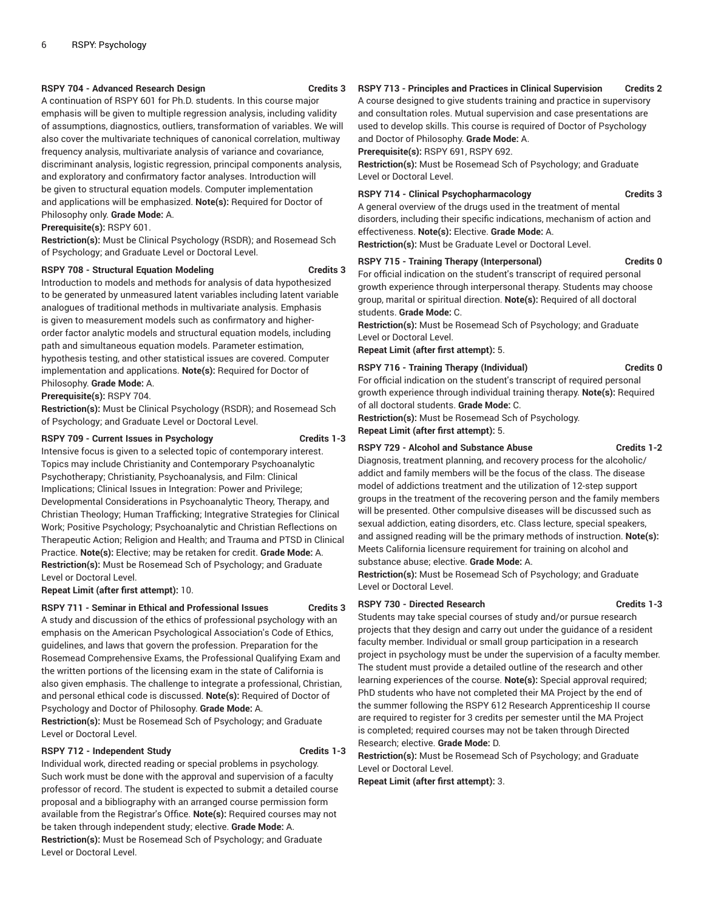#### RSPY 704 - Advanced Research Design — Credits 3

A continuation of RSPY 601 for Ph.D. students. In this course major emphasis will be given to multiple regression analysis, including validity of assumptions, diagnostics, outliers, transformation of variables. We will also cover the multivariate techniques of canonical correlation, multiway frequency analysis, multivariate analysis of variance and covariance, discriminant analysis, logistic regression, principal components analysis, and exploratory and confirmatory factor analyses. Introduction will be given to structural equation models. Computer implementation and applications will be emphasized. **Note(s):** Required for Doctor of Philosophy only. **Grade Mode:** A.

**Prerequisite(s):** RSPY 601.

**Restriction(s):** Must be Clinical Psychology (RSDR); and Rosemead Sch of Psychology; and Graduate Level or Doctoral Level.

#### RSPY 708 - Structural Equation Modeling — Credits 3

Introduction to models and methods for analysis of data hypothesized to be generated by unmeasured latent variables including latent variable analogues of traditional methods in multivariate analysis. Emphasis is given to measurement models such as confirmatory and higher-order factor analytic models and structural equation models, including path and simultaneous equation models. Parameter estimation, hypothesis testing, and other statistical issues are covered. Computer implementation and applications. **Note(s):** Required for Doctor of Philosophy. **Grade Mode:** A.

**Prerequisite(s):** RSPY 704.

**Restriction(s):** Must be Clinical Psychology (RSDR); and Rosemead Sch of Psychology; and Graduate Level or Doctoral Level.

#### RSPY 709 - Current Issues in Psychology — Credits 1-3

Intensive focus is given to a selected topic of contemporary interest. Topics may include Christianity and Contemporary Psychoanalytic Psychotherapy; Christianity, Psychoanalysis, and Film: Clinical Implications; Clinical Issues in Integration: Power and Privilege; Developmental Considerations in Psychoanalytic Theory, Therapy, and Christian Theology; Human Trafficking; Integrative Strategies for Clinical Work; Positive Psychology; Psychoanalytic and Christian Reflections on Therapeutic Action; Religion and Health; and Trauma and PTSD in Clinical Practice. **Note(s):** Elective; may be retaken for credit. **Grade Mode:** A.

**Restriction(s):** Must be Rosemead Sch of Psychology; and Graduate Level or Doctoral Level.

**Repeat Limit (after first attempt):** 10.

#### RSPY 711 - Seminar in Ethical and Professional Issues — Credits 3

A study and discussion of the ethics of professional psychology with an emphasis on the American Psychological Association's Code of Ethics, guidelines, and laws that govern the profession. Preparation for the Rosemead Comprehensive Exams, the Professional Qualifying Exam and the written portions of the licensing exam in the state of California is also given emphasis. The challenge to integrate a professional, Christian, and personal ethical code is discussed. **Note(s):** Required of Doctor of Psychology and Doctor of Philosophy. **Grade Mode:** A.

**Restriction(s):** Must be Rosemead Sch of Psychology; and Graduate Level or Doctoral Level.

#### RSPY 712 - Independent Study — Credits 1-3

Individual work, directed reading or special problems in psychology. Such work must be done with the approval and supervision of a faculty professor of record. The student is expected to submit a detailed course proposal and a bibliography with an arranged course permission form available from the Registrar's Office. **Note(s):** Required courses may not be taken through independent study; elective. **Grade Mode:** A.

**Restriction(s):** Must be Rosemead Sch of Psychology; and Graduate Level or Doctoral Level.

#### RSPY 713 - Principles and Practices in Clinical Supervision — Credits 2

A course designed to give students training and practice in supervisory and consultation roles. Mutual supervision and case presentations are used to develop skills. This course is required of Doctor of Psychology and Doctor of Philosophy. **Grade Mode:** A.

**Prerequisite(s):** RSPY 691, RSPY 692.

**Restriction(s):** Must be Rosemead Sch of Psychology; and Graduate Level or Doctoral Level.

#### RSPY 714 - Clinical Psychopharmacology — Credits 3

A general overview of the drugs used in the treatment of mental disorders, including their specific indications, mechanism of action and effectiveness. **Note(s):** Elective. **Grade Mode:** A.

**Restriction(s):** Must be Graduate Level or Doctoral Level.

#### RSPY 715 - Training Therapy (Interpersonal) — Credits 0

For official indication on the student's transcript of required personal growth experience through interpersonal therapy. Students may choose group, marital or spiritual direction. **Note(s):** Required of all doctoral students. **Grade Mode:** C.

**Restriction(s):** Must be Rosemead Sch of Psychology; and Graduate Level or Doctoral Level.

**Repeat Limit (after first attempt):** 5.

#### RSPY 716 - Training Therapy (Individual) — Credits 0

For official indication on the student's transcript of required personal growth experience through individual training therapy. **Note(s):** Required of all doctoral students. **Grade Mode:** C.

**Restriction(s):** Must be Rosemead Sch of Psychology.

**Repeat Limit (after first attempt):** 5.

#### RSPY 729 - Alcohol and Substance Abuse — Credits 1-2

Diagnosis, treatment planning, and recovery process for the alcoholic/addict and family members will be the focus of the class. The disease model of addictions treatment and the utilization of 12-step support groups in the treatment of the recovering person and the family members will be presented. Other compulsive diseases will be discussed such as sexual addiction, eating disorders, etc. Class lecture, special speakers, and assigned reading will be the primary methods of instruction. **Note(s):** Meets California licensure requirement for training on alcohol and substance abuse; elective. **Grade Mode:** A.

**Restriction(s):** Must be Rosemead Sch of Psychology; and Graduate Level or Doctoral Level.

#### RSPY 730 - Directed Research — Credits 1-3

Students may take special courses of study and/or pursue research projects that they design and carry out under the guidance of a resident faculty member. Individual or small group participation in a research project in psychology must be under the supervision of a faculty member. The student must provide a detailed outline of the research and other learning experiences of the course. **Note(s):** Special approval required; PhD students who have not completed their MA Project by the end of the summer following the RSPY 612 Research Apprenticeship II course are required to register for 3 credits per semester until the MA Project is completed; required courses may not be taken through Directed Research; elective. **Grade Mode:** D.

**Restriction(s):** Must be Rosemead Sch of Psychology; and Graduate Level or Doctoral Level.

**Repeat Limit (after first attempt):** 3.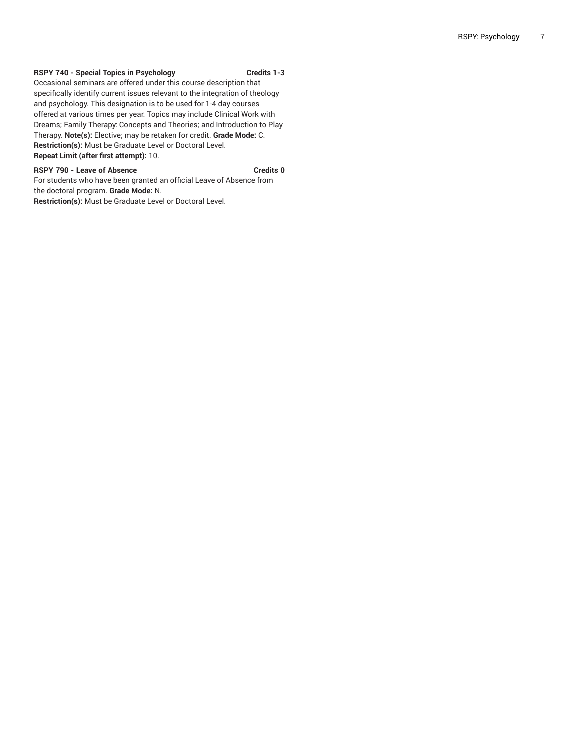**RSPY 740 - Special Topics in Psychology** **Credits 1-3**

Occasional seminars are offered under this course description that specifically identify current issues relevant to the integration of theology and psychology. This designation is to be used for 1-4 day courses offered at various times per year. Topics may include Clinical Work with Dreams; Family Therapy: Concepts and Theories; and Introduction to Play Therapy. **Note(s):** Elective; may be retaken for credit. **Grade Mode:** C.
**Restriction(s):** Must be Graduate Level or Doctoral Level.
**Repeat Limit (after first attempt):** 10.

**RSPY 790 - Leave of Absence** **Credits 0**

For students who have been granted an official Leave of Absence from the doctoral program. **Grade Mode:** N.
**Restriction(s):** Must be Graduate Level or Doctoral Level.